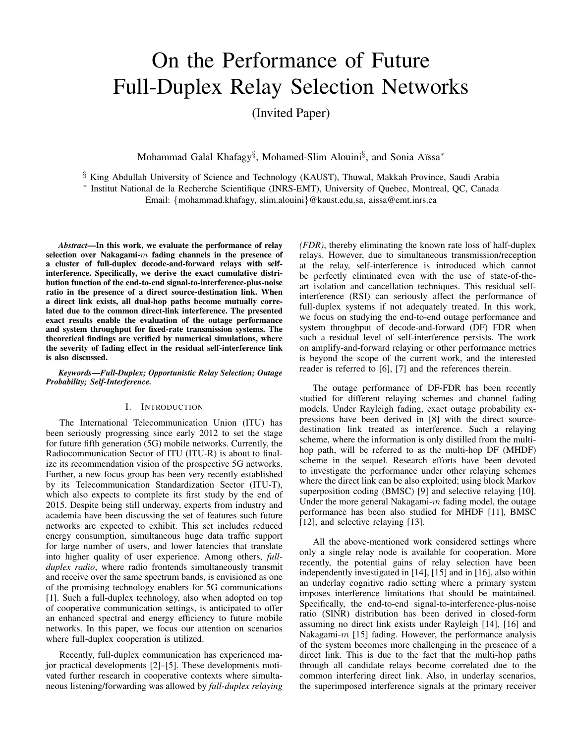# On the Performance of Future Full-Duplex Relay Selection Networks

(Invited Paper)

Mohammad Galal Khafagy[§], Mohamed-Slim Alouini[§], and Sonia Aïssa[*]

[§] King Abdullah University of Science and Technology (KAUST), Thuwal, Makkah Province, Saudi Arabia

[*] Institut National de la Recherche Scientifique (INRS-EMT), University of Quebec, Montreal, QC, Canada

Email: {mohammad.khafagy, slim.alouini}@kaust.edu.sa, aissa@emt.inrs.ca

***Abstract*—In this work, we evaluate the performance of relay selection over Nakagami-$m$ fading channels in the presence of a cluster of full-duplex decode-and-forward relays with self-interference. Specifically, we derive the exact cumulative distribution function of the end-to-end signal-to-interference-plus-noise ratio in the presence of a direct source-destination link. When a direct link exists, all dual-hop paths become mutually correlated due to the common direct-link interference. The presented exact results enable the evaluation of the outage performance and system throughput for fixed-rate transmission systems. The theoretical findings are verified by numerical simulations, where the severity of fading effect in the residual self-interference link is also discussed.**

***Keywords*—Full-Duplex; Opportunistic Relay Selection; Outage Probability; Self-Interference.**

## I. Introduction

The International Telecommunication Union (ITU) has been seriously progressing since early 2012 to set the stage for future fifth generation (5G) mobile networks. Currently, the Radiocommunication Sector of ITU (ITU-R) is about to finalize its recommendation vision of the prospective 5G networks. Further, a new focus group has been very recently established by its Telecommunication Standardization Sector (ITU-T), which also expects to complete its first study by the end of 2015. Despite being still underway, experts from industry and academia have been discussing the set of features such future networks are expected to exhibit. This set includes reduced energy consumption, simultaneous huge data traffic support for large number of users, and lower latencies that translate into higher quality of user experience. Among others, *full-duplex radio*, where radio frontends simultaneously transmit and receive over the same spectrum bands, is envisioned as one of the promising technology enablers for 5G communications [1]. Such a full-duplex technology, also when adopted on top of cooperative communication settings, is anticipated to offer an enhanced spectral and energy efficiency to future mobile networks. In this paper, we focus our attention on scenarios where full-duplex cooperation is utilized.

Recently, full-duplex communication has experienced major practical developments [2]–[5]. These developments motivated further research in cooperative contexts where simultaneous listening/forwarding was allowed by *full-duplex relaying (FDR)*, thereby eliminating the known rate loss of half-duplex relays. However, due to simultaneous transmission/reception at the relay, self-interference is introduced which cannot be perfectly eliminated even with the use of state-of-the-art isolation and cancellation techniques. This residual self-interference (RSI) can seriously affect the performance of full-duplex systems if not adequately treated. In this work, we focus on studying the end-to-end outage performance and system throughput of decode-and-forward (DF) FDR when such a residual level of self-interference persists. The work on amplify-and-forward relaying or other performance metrics is beyond the scope of the current work, and the interested reader is referred to [6], [7] and the references therein.

The outage performance of DF-FDR has been recently studied for different relaying schemes and channel fading models. Under Rayleigh fading, exact outage probability expressions have been derived in [8] with the direct source-destination link treated as interference. Such a relaying scheme, where the information is only distilled from the multi-hop path, will be referred to as the multi-hop DF (MHDF) scheme in the sequel. Research efforts have been devoted to investigate the performance under other relaying schemes where the direct link can be also exploited; using block Markov superposition coding (BMSC) [9] and selective relaying [10]. Under the more general Nakagami-$m$ fading model, the outage performance has been also studied for MHDF [11], BMSC [12], and selective relaying [13].

All the above-mentioned work considered settings where only a single relay node is available for cooperation. More recently, the potential gains of relay selection have been independently investigated in [14], [15] and in [16], also within an underlay cognitive radio setting where a primary system imposes interference limitations that should be maintained. Specifically, the end-to-end signal-to-interference-plus-noise ratio (SINR) distribution has been derived in closed-form assuming no direct link exists under Rayleigh [14], [16] and Nakagami-$m$ [15] fading. However, the performance analysis of the system becomes more challenging in the presence of a direct link. This is due to the fact that the multi-hop paths through all candidate relays become correlated due to the common interfering direct link. Also, in underlay scenarios, the superimposed interference signals at the primary receiver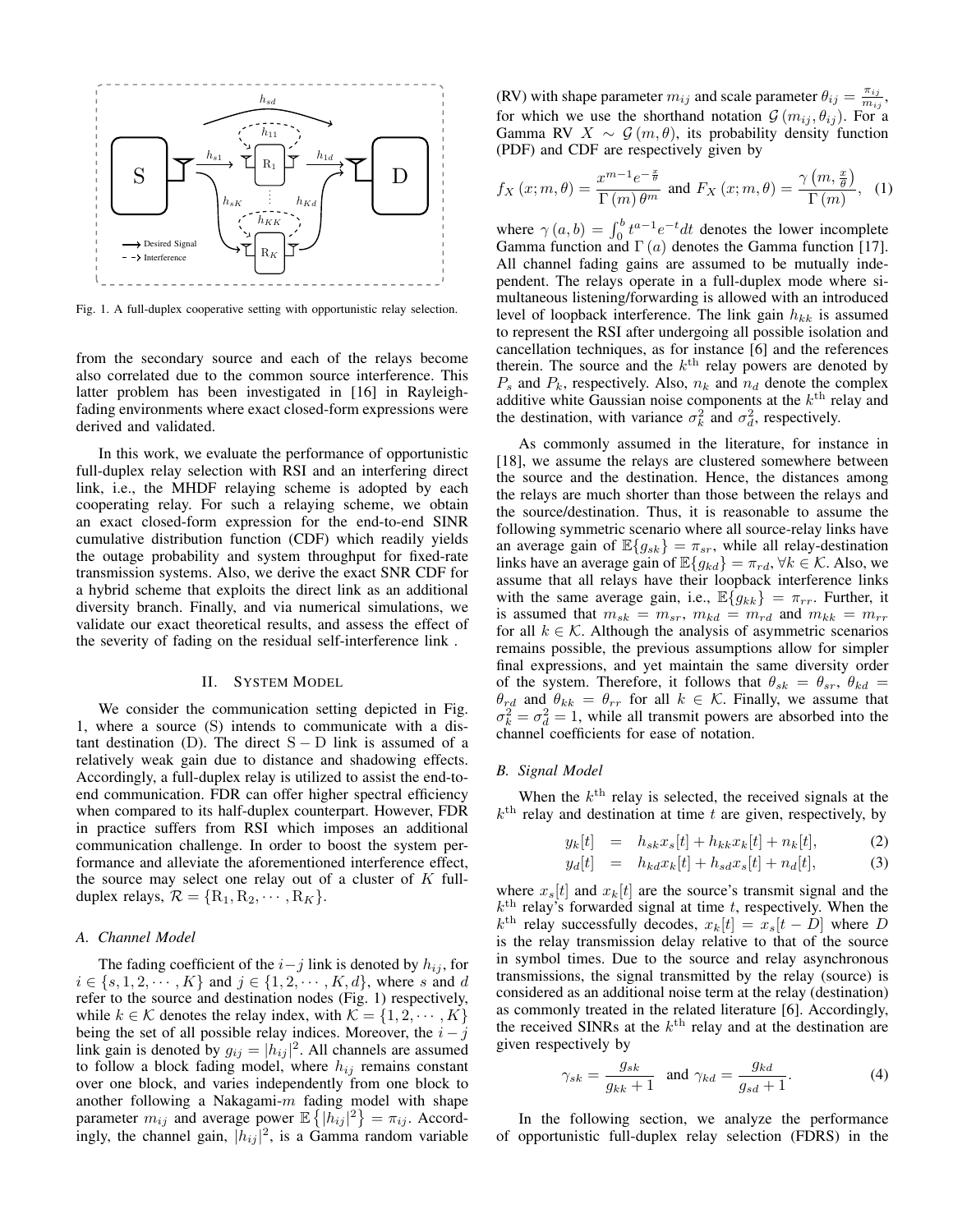Fig. 1. A full-duplex cooperative setting with opportunistic relay selection.

from the secondary source and each of the relays become also correlated due to the common source interference. This latter problem has been investigated in [16] in Rayleigh-fading environments where exact closed-form expressions were derived and validated.

In this work, we evaluate the performance of opportunistic full-duplex relay selection with RSI and an interfering direct link, i.e., the MHDF relaying scheme is adopted by each cooperating relay. For such a relaying scheme, we obtain an exact closed-form expression for the end-to-end SINR cumulative distribution function (CDF) which readily yields the outage probability and system throughput for fixed-rate transmission systems. Also, we derive the exact SNR CDF for a hybrid scheme that exploits the direct link as an additional diversity branch. Finally, and via numerical simulations, we validate our exact theoretical results, and assess the effect of the severity of fading on the residual self-interference link .

## II. System Model

We consider the communication setting depicted in Fig. 1, where a source (S) intends to communicate with a distant destination (D). The direct $\mathrm{S}-\mathrm{D}$ link is assumed of a relatively weak gain due to distance and shadowing effects. Accordingly, a full-duplex relay is utilized to assist the end-to-end communication. FDR can offer higher spectral efficiency when compared to its half-duplex counterpart. However, FDR in practice suffers from RSI which imposes an additional communication challenge. In order to boost the system performance and alleviate the aforementioned interference effect, the source may select one relay out of a cluster of $K$ full-duplex relays, $\mathcal{R} = \{\mathrm{R}_1, \mathrm{R}_2, \cdots, \mathrm{R}_K\}$.

### A. Channel Model

The fading coefficient of the $i-j$ link is denoted by $h_{ij}$, for $i \in \{s, 1, 2, \cdots, K\}$ and $j \in \{1, 2, \cdots, K, d\}$, where $s$ and $d$ refer to the source and destination nodes (Fig. 1) respectively, while $k \in \mathcal{K}$ denotes the relay index, with $\mathcal{K} = \{1, 2, \cdots, K\}$ being the set of all possible relay indices. Moreover, the $i-j$ link gain is denoted by $g_{ij} = |h_{ij}|^2$. All channels are assumed to follow a block fading model, where $h_{ij}$ remains constant over one block, and varies independently from one block to another following a Nakagami-$m$ fading model with shape parameter $m_{ij}$ and average power $\mathbb{E}\left\{|h_{ij}|^2\right\} = \pi_{ij}$. Accordingly, the channel gain, $|h_{ij}|^2$, is a Gamma random variable (RV) with shape parameter $m_{ij}$ and scale parameter $\theta_{ij} = \frac{\pi_{ij}}{m_{ij}}$, for which we use the shorthand notation $\mathcal{G}\left(m_{ij}, \theta_{ij}\right)$. For a Gamma RV $X \sim \mathcal{G}(m, \theta)$, its probability density function (PDF) and CDF are respectively given by

$$f_X(x; m, \theta) = \frac{x^{m-1} e^{-\frac{x}{\theta}}}{\Gamma(m)\, \theta^m} \text{ and } F_X(x; m, \theta) = \frac{\gamma\left(m, \frac{x}{\theta}\right)}{\Gamma(m)}, \quad (1)$$

where $\gamma(a, b) = \int_0^b t^{a-1} e^{-t} dt$ denotes the lower incomplete Gamma function and $\Gamma(a)$ denotes the Gamma function [17]. All channel fading gains are assumed to be mutually independent. The relays operate in a full-duplex mode where simultaneous listening/forwarding is allowed with an introduced level of loopback interference. The link gain $h_{kk}$ is assumed to represent the RSI after undergoing all possible isolation and cancellation techniques, as for instance [6] and the references therein. The source and the $k^{\text{th}}$ relay powers are denoted by $P_s$ and $P_k$, respectively. Also, $n_k$ and $n_d$ denote the complex additive white Gaussian noise components at the $k^{\text{th}}$ relay and the destination, with variance $\sigma_k^2$ and $\sigma_d^2$, respectively.

As commonly assumed in the literature, for instance in [18], we assume the relays are clustered somewhere between the source and the destination. Hence, the distances among the relays are much shorter than those between the relays and the source/destination. Thus, it is reasonable to assume the following symmetric scenario where all source-relay links have an average gain of $\mathbb{E}\{g_{sk}\} = \pi_{sr}$, while all relay-destination links have an average gain of $\mathbb{E}\{g_{kd}\} = \pi_{rd}, \forall k \in \mathcal{K}$. Also, we assume that all relays have their loopback interference links with the same average gain, i.e., $\mathbb{E}\{g_{kk}\} = \pi_{rr}$. Further, it is assumed that $m_{sk} = m_{sr}$, $m_{kd} = m_{rd}$ and $m_{kk} = m_{rr}$ for all $k \in \mathcal{K}$. Although the analysis of asymmetric scenarios remains possible, the previous assumptions allow for simpler final expressions, and yet maintain the same diversity order of the system. Therefore, it follows that $\theta_{sk} = \theta_{sr}$, $\theta_{kd} = \theta_{rd}$ and $\theta_{kk} = \theta_{rr}$ for all $k \in \mathcal{K}$. Finally, we assume that $\sigma_k^2 = \sigma_d^2 = 1$, while all transmit powers are absorbed into the channel coefficients for ease of notation.

### B. Signal Model

When the $k^{\text{th}}$ relay is selected, the received signals at the $k^{\text{th}}$ relay and destination at time $t$ are given, respectively, by

$$y_k[t] = h_{sk} x_s[t] + h_{kk} x_k[t] + n_k[t], \quad (2)$$

$$y_d[t] = h_{kd} x_k[t] + h_{sd} x_s[t] + n_d[t], \quad (3)$$

where $x_s[t]$ and $x_k[t]$ are the source's transmit signal and the $k^{\text{th}}$ relay's forwarded signal at time $t$, respectively. When the $k^{\text{th}}$ relay successfully decodes, $x_k[t] = x_s[t-D]$ where $D$ is the relay transmission delay relative to that of the source in symbol times. Due to the source and relay asynchronous transmissions, the signal transmitted by the relay (source) is considered as an additional noise term at the relay (destination) as commonly treated in the related literature [6]. Accordingly, the received SINRs at the $k^{\text{th}}$ relay and at the destination are given respectively by

$$\gamma_{sk} = \frac{g_{sk}}{g_{kk} + 1} \text{ and } \gamma_{kd} = \frac{g_{kd}}{g_{sd} + 1}. \quad (4)$$

In the following section, we analyze the performance of opportunistic full-duplex relay selection (FDRS) in the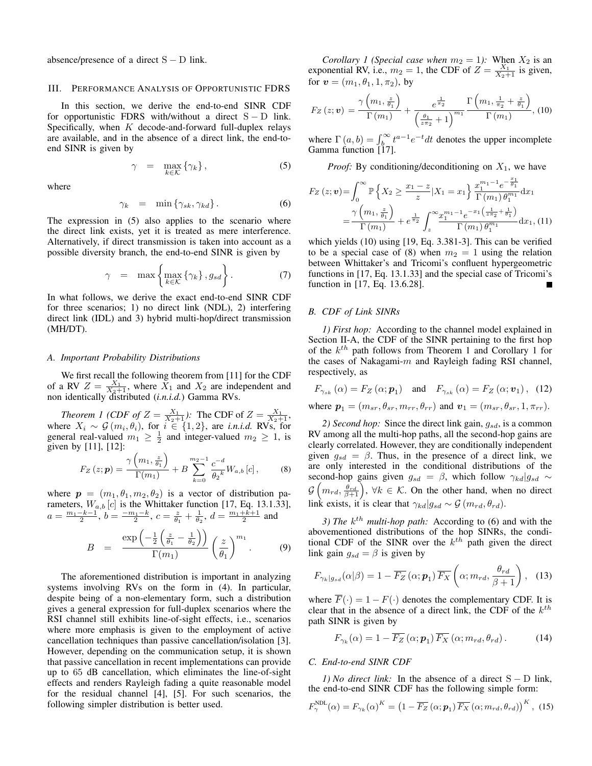absence/presence of a direct $\mathrm{S-D}$ link.

## III. Performance Analysis of Opportunistic FDRS

In this section, we derive the end-to-end SINR CDF for opportunistic FDRS with/without a direct $\mathrm{S-D}$ link. Specifically, when $K$ decode-and-forward full-duplex relays are available, and in the absence of a direct link, the end-to-end SINR is given by

$$\gamma \;\;=\;\; \max_{k\in\mathcal{K}}\left\{\gamma_k\right\}, \tag{5}$$

where

$$\gamma_k \;\;=\;\; \min\left\{\gamma_{sk}, \gamma_{kd}\right\}. \tag{6}$$

The expression in (5) also applies to the scenario where the direct link exists, yet it is treated as mere interference. Alternatively, if direct transmission is taken into account as a possible diversity branch, the end-to-end SINR is given by

$$\gamma \;\;=\;\; \max\left\{\max_{k\in\mathcal{K}}\left\{\gamma_k\right\}, g_{sd}\right\}. \tag{7}$$

In what follows, we derive the exact end-to-end SINR CDF for three scenarios; 1) no direct link (NDL), 2) interfering direct link (IDL) and 3) hybrid multi-hop/direct transmission (MH/DT).

### A. Important Probability Distributions

We first recall the following theorem from [11] for the CDF of a RV $Z=\frac{X_1}{X_2+1}$, where $X_1$ and $X_2$ are independent and non identically distributed (*i.n.i.d.*) Gamma RVs.

*Theorem 1 (CDF of $Z=\frac{X_1}{X_2+1}$):* The CDF of $Z=\frac{X_1}{X_2+1}$, where $X_i \sim \mathcal{G}\left(m_i,\theta_i\right)$, for $i\in\{1,2\}$, are *i.n.i.d.* RVs, for general real-valued $m_1\geq\frac{1}{2}$ and integer-valued $m_2\geq 1$, is given by [11], [12]:

$$F_Z\left(z;\boldsymbol{p}\right)=\frac{\gamma\left(m_1,\frac{z}{\theta_1}\right)}{\Gamma(m_1)}+B\sum_{k=0}^{m_2-1}\frac{c^{-d}}{{\theta_2}^{k}}W_{a,b}\left[c\right], \tag{8}$$

where $\boldsymbol{p}=\left(m_1,\theta_1,m_2,\theta_2\right)$ is a vector of distribution parameters, $W_{a,b}\left[c\right]$ is the Whittaker function [17, Eq. 13.1.33], $a=\frac{m_1-k-1}{2}$, $b=\frac{-m_1-k}{2}$, $c=\frac{z}{\theta_1}+\frac{1}{\theta_2}$, $d=\frac{m_1+k+1}{2}$ and

$$B \;\;=\;\; \frac{\exp\left(-\frac{1}{2}\left(\frac{z}{\theta_1}-\frac{1}{\theta_2}\right)\right)}{\Gamma(m_1)}\left(\frac{z}{\theta_1}\right)^{m_1}. \tag{9}$$

The aforementioned distribution is important in analyzing systems involving RVs on the form in (4). In particular, despite being of a non-elementary form, such a distribution gives a general expression for full-duplex scenarios where the RSI channel still exhibits line-of-sight effects, i.e., scenarios where more emphasis is given to the employment of active cancellation techniques than passive cancellation/isolation [3]. However, depending on the communication setup, it is shown that passive cancellation in recent implementations can provide up to 65 dB cancellation, which eliminates the line-of-sight effects and renders Rayleigh fading a quite reasonable model for the residual channel [4], [5]. For such scenarios, the following simpler distribution is better used.

*Corollary 1 (Special case when $m_2=1$):* When $X_2$ is an exponential RV, i.e., $m_2=1$, the CDF of $Z=\frac{X_1}{X_2+1}$ is given, for $\boldsymbol{v}=\left(m_1,\theta_1,1,\pi_2\right)$, by

$$F_Z\left(z;\boldsymbol{v}\right)=\frac{\gamma\left(m_1,\frac{z}{\theta_1}\right)}{\Gamma\left(m_1\right)}+\frac{e^{\frac{1}{\pi_2}}}{\left(\frac{\theta_1}{z\pi_2}+1\right)^{m_1}}\frac{\Gamma\left(m_1,\frac{1}{\pi_2}+\frac{z}{\theta_1}\right)}{\Gamma\left(m_1\right)}, \tag{10}$$

where $\Gamma\left(a,b\right)=\int_b^\infty t^{a-1}e^{-t}dt$ denotes the upper incomplete Gamma function [17].

*Proof:* By conditioning/deconditioning on $X_1$, we have

$$\begin{aligned}F_Z\left(z;\boldsymbol{v}\right)&=\int_0^\infty\mathbb{P}\left\{X_2\geq\frac{x_1-z}{z}|X_1=x_1\right\}\frac{x_1^{m_1-1}e^{-\frac{x_1}{\theta_1}}}{\Gamma\left(m_1\right)\theta_1^{m_1}}\mathrm{d}x_1\\&=\frac{\gamma\left(m_1,\frac{z}{\theta_1}\right)}{\Gamma\left(m_1\right)}+e^{\frac{1}{\pi_2}}\int_z^\infty\frac{x_1^{m_1-1}e^{-x_1\left(\frac{1}{z\pi_2}+\frac{1}{\theta_1}\right)}}{\Gamma\left(m_1\right)\theta_1^{m_1}}\mathrm{d}x_1,\end{aligned} \tag{11}$$

which yields (10) using [19, Eq. 3.381-3]. This can be verified to be a special case of (8) when $m_2=1$ using the relation between Whittaker's and Tricomi's confluent hypergeometric functions in [17, Eq. 13.1.33] and the special case of Tricomi's function in [17, Eq. 13.6.28]. ∎

### B. CDF of Link SINRs

*1) First hop:* According to the channel model explained in Section II-A, the CDF of the SINR pertaining to the first hop of the $k^{th}$ path follows from Theorem 1 and Corollary 1 for the cases of Nakagami-$m$ and Rayleigh fading RSI channel, respectively, as

$$F_{\gamma_{sk}}\left(\alpha\right)=F_Z\left(\alpha;\boldsymbol{p}_1\right) \quad\text{and}\quad F_{\gamma_{sk}}\left(\alpha\right)=F_Z\left(\alpha;\boldsymbol{v}_1\right), \tag{12}$$

where $\boldsymbol{p}_1=\left(m_{sr},\theta_{sr},m_{rr},\theta_{rr}\right)$ and $\boldsymbol{v}_1=\left(m_{sr},\theta_{sr},1,\pi_{rr}\right)$.

*2) Second hop:* Since the direct link gain, $g_{sd}$, is a common RV among all the multi-hop paths, all the second-hop gains are clearly correlated. However, they are conditionally independent given $g_{sd}=\beta$. Thus, in the presence of a direct link, we are only interested in the conditional distributions of the second-hop gains given $g_{sd}=\beta$, which follow $\gamma_{kd}|g_{sd}\sim\mathcal{G}\left(m_{rd},\frac{\theta_{rd}}{\beta+1}\right)$, $\forall k\in\mathcal{K}$. On the other hand, when no direct link exists, it is clear that $\gamma_{kd}|g_{sd}\sim\mathcal{G}\left(m_{rd},\theta_{rd}\right)$.

*3) The $k^{th}$ multi-hop path:* According to (6) and with the abovementioned distributions of the hop SINRs, the conditional CDF of the SINR over the $k^{th}$ path given the direct link gain $g_{sd}=\beta$ is given by

$$F_{\gamma_k|g_{sd}}(\alpha|\beta)=1-\overline{F_Z}\left(\alpha;\boldsymbol{p}_1\right)\overline{F_X}\left(\alpha;m_{rd},\frac{\theta_{rd}}{\beta+1}\right), \tag{13}$$

where $\overline{F}(\cdot)=1-F(\cdot)$ denotes the complementary CDF. It is clear that in the absence of a direct link, the CDF of the $k^{th}$ path SINR is given by

$$F_{\gamma_k}(\alpha)=1-\overline{F_Z}\left(\alpha;\boldsymbol{p}_1\right)\overline{F_X}\left(\alpha;m_{rd},\theta_{rd}\right). \tag{14}$$

### C. End-to-end SINR CDF

*1) No direct link:* In the absence of a direct $\mathrm{S-D}$ link, the end-to-end SINR CDF has the following simple form:

$$F_\gamma^{\text{NDL}}(\alpha)=F_{\gamma_k}(\alpha)^K=\left(1-\overline{F_Z}\left(\alpha;\boldsymbol{p}_1\right)\overline{F_X}\left(\alpha;m_{rd},\theta_{rd}\right)\right)^K, \tag{15}$$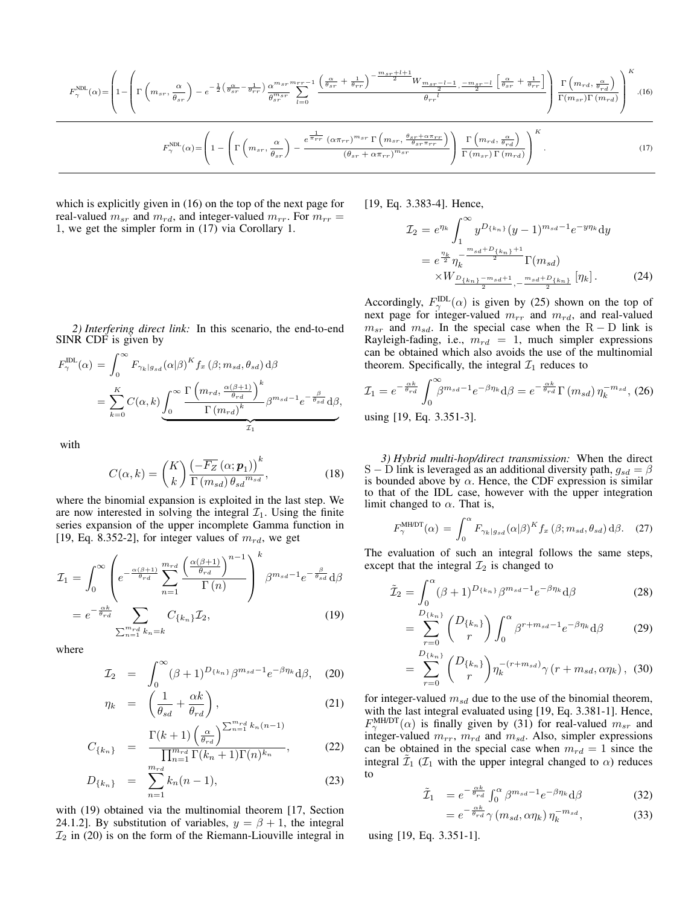$$F_{\gamma}^{\text{NDL}}(\alpha)=\left(1-\left(\Gamma\left(m_{sr},\frac{\alpha}{\theta_{sr}}\right)-e^{-\frac{1}{2}\left(\frac{\alpha}{\theta_{sr}}-\frac{1}{\theta_{rr}}\right)}\frac{\alpha^{m_{sr}}}{\theta_{sr}^{m_{sr}}}\sum_{l=0}^{m_{rr}-1}\frac{\left(\frac{\alpha}{\theta_{sr}}+\frac{1}{\theta_{rr}}\right)^{-\frac{m_{sr}+l+1}{2}}W_{\frac{m_{sr}-l-1}{2},\frac{-m_{sr}-l}{2}}\left[\frac{\alpha}{\theta_{sr}}+\frac{1}{\theta_{rr}}\right]}{\theta_{rr}{}^{l}}\right)\frac{\Gamma\left(m_{rd},\frac{\alpha}{\theta_{rd}}\right)}{\Gamma(m_{sr})\Gamma\left(m_{rd}\right)}\right)^{K}. \quad (16)$$

$$F_{\gamma}^{\text{NDL}}(\alpha)=\left(1-\left(\Gamma\left(m_{sr},\frac{\alpha}{\theta_{sr}}\right)-\frac{e^{\frac{1}{\pi_{rr}}}\left(\alpha\pi_{rr}\right)^{m_{sr}}\Gamma\left(m_{sr},\frac{\theta_{sr}+\alpha\pi_{rr}}{\theta_{sr}\pi_{rr}}\right)}{\left(\theta_{sr}+\alpha\pi_{rr}\right)^{m_{sr}}}\right)\frac{\Gamma\left(m_{rd},\frac{\alpha}{\theta_{rd}}\right)}{\Gamma\left(m_{sr}\right)\Gamma\left(m_{rd}\right)}\right)^{K}. \quad (17)$$

which is explicitly given in (16) on the top of the next page for real-valued $m_{sr}$ and $m_{rd}$, and integer-valued $m_{rr}$. For $m_{rr}=1$, we get the simpler form in (17) via Corollary 1.

*2) Interfering direct link:* In this scenario, the end-to-end SINR CDF is given by

$$\begin{aligned}F_{\gamma}^{\text{IDL}}(\alpha) &= \int_{0}^{\infty}F_{\gamma_k|g_{sd}}(\alpha|\beta)^{K}f_{x}\left(\beta;m_{sd},\theta_{sd}\right)\mathrm{d}\beta\\ &=\sum_{k=0}^{K}C(\alpha,k)\underbrace{\int_{0}^{\infty}\frac{\Gamma\left(m_{rd},\frac{\alpha(\beta+1)}{\theta_{rd}}\right)^{k}}{\Gamma\left(m_{rd}\right)^{k}}\beta^{m_{sd}-1}e^{-\frac{\beta}{\theta_{sd}}}\mathrm{d}\beta}_{\mathcal{I}_1},\end{aligned}$$

with

$$C(\alpha,k)=\binom{K}{k}\frac{\left(-\overline{F_{Z}}\left(\alpha;\boldsymbol{p}_1\right)\right)^{k}}{\Gamma\left(m_{sd}\right)\theta_{sd}{}^{m_{sd}}}, \quad (18)$$

where the binomial expansion is exploited in the last step. We are now interested in solving the integral $\mathcal{I}_1$. Using the finite series expansion of the upper incomplete Gamma function in [19, Eq. 8.352-2], for integer values of $m_{rd}$, we get

$$\begin{aligned}\mathcal{I}_1 &= \int_{0}^{\infty}\left(e^{-\frac{\alpha(\beta+1)}{\theta_{rd}}}\sum_{n=1}^{m_{rd}}\frac{\left(\frac{\alpha(\beta+1)}{\theta_{rd}}\right)^{n-1}}{\Gamma\left(n\right)}\right)^{k}\beta^{m_{sd}-1}e^{-\frac{\beta}{\theta_{sd}}}\mathrm{d}\beta\\ &= e^{-\frac{\alpha k}{\theta_{rd}}}\sum_{\sum_{n=1}^{m_{rd}}k_n=k}C_{\{k_n\}}\mathcal{I}_2, \quad (19)\end{aligned}$$

where

$$\mathcal{I}_2 = \int_{0}^{\infty}(\beta+1)^{D_{\{k_n\}}}\beta^{m_{sd}-1}e^{-\beta\eta_k}\mathrm{d}\beta, \quad (20)$$

$$\eta_k = \left(\frac{1}{\theta_{sd}}+\frac{\alpha k}{\theta_{rd}}\right), \quad (21)$$

$$C_{\{k_n\}} = \frac{\Gamma(k+1)\left(\frac{\alpha}{\theta_{rd}}\right)^{\sum_{n=1}^{m_{rd}}k_n(n-1)}}{\prod_{n=1}^{m_{rd}}\Gamma(k_n+1)\Gamma(n)^{k_n}}, \quad (22)$$

$$D_{\{k_n\}} = \sum_{n=1}^{m_{rd}}k_n(n-1), \quad (23)$$

with (19) obtained via the multinomial theorem [17, Section 24.1.2]. By substitution of variables, $y=\beta+1$, the integral $\mathcal{I}_2$ in (20) is on the form of the Riemann-Liouville integral in [19, Eq. 3.383-4]. Hence,

$$\begin{aligned}\mathcal{I}_2 &= e^{\eta_k}\int_{1}^{\infty}y^{D_{\{k_n\}}}(y-1)^{m_{sd}-1}e^{-y\eta_k}\mathrm{d}y\\ &= e^{\frac{\eta_k}{2}}\eta_k^{-\frac{m_{sd}+D_{\{k_n\}}+1}{2}}\Gamma(m_{sd})\\ &\quad\times W_{\frac{D_{\{k_n\}}-m_{sd}+1}{2},-\frac{m_{sd}+D_{\{k_n\}}}{2}}\left[\eta_k\right]. \quad (24)\end{aligned}$$

Accordingly, $F_{\gamma}^{\text{IDL}}(\alpha)$ is given by (25) shown on the top of next page for integer-valued $m_{rr}$ and $m_{rd}$, and real-valued $m_{sr}$ and $m_{sd}$. In the special case when the R − D link is Rayleigh-fading, i.e., $m_{rd}=1$, much simpler expressions can be obtained which also avoids the use of the multinomial theorem. Specifically, the integral $\mathcal{I}_1$ reduces to

$$\mathcal{I}_1=e^{-\frac{\alpha k}{\theta_{rd}}}\int_{0}^{\infty}\beta^{m_{sd}-1}e^{-\beta\eta_k}\mathrm{d}\beta=e^{-\frac{\alpha k}{\theta_{rd}}}\Gamma\left(m_{sd}\right)\eta_k^{-m_{sd}}, \quad (26)$$

using [19, Eq. 3.351-3].

*3) Hybrid multi-hop/direct transmission:* When the direct S − D link is leveraged as an additional diversity path, $g_{sd}=\beta$ is bounded above by $\alpha$. Hence, the CDF expression is similar to that of the IDL case, however with the upper integration limit changed to $\alpha$. That is,

$$F_{\gamma}^{\text{MH/DT}}(\alpha) = \int_{0}^{\alpha}F_{\gamma_k|g_{sd}}(\alpha|\beta)^{K}f_{x}\left(\beta;m_{sd},\theta_{sd}\right)\mathrm{d}\beta. \quad (27)$$

The evaluation of such an integral follows the same steps, except that the integral $\mathcal{I}_2$ is changed to

$$\tilde{\mathcal{I}}_2 = \int_{0}^{\alpha}(\beta+1)^{D_{\{k_n\}}}\beta^{m_{sd}-1}e^{-\beta\eta_k}\mathrm{d}\beta \quad (28)$$

$$= \sum_{r=0}^{D_{\{k_n\}}}\binom{D_{\{k_n\}}}{r}\int_{0}^{\alpha}\beta^{r+m_{sd}-1}e^{-\beta\eta_k}\mathrm{d}\beta \quad (29)$$

$$= \sum_{r=0}^{D_{\{k_n\}}}\binom{D_{\{k_n\}}}{r}\eta_k^{-(r+m_{sd})}\gamma\left(r+m_{sd},\alpha\eta_k\right), \quad (30)$$

for integer-valued $m_{sd}$ due to the use of the binomial theorem, with the last integral evaluated using [19, Eq. 3.381-1]. Hence, $F_{\gamma}^{\text{MH/DT}}(\alpha)$ is finally given by (31) for real-valued $m_{sr}$ and integer-valued $m_{rr}$, $m_{rd}$ and $m_{sd}$. Also, simpler expressions can be obtained in the special case when $m_{rd}=1$ since the integral $\tilde{\mathcal{I}}_1$ ($\mathcal{I}_1$ with the upper integral changed to $\alpha$) reduces to

$$\tilde{\mathcal{I}}_1 = e^{-\frac{\alpha k}{\theta_{rd}}}\int_{0}^{\alpha}\beta^{m_{sd}-1}e^{-\beta\eta_k}\mathrm{d}\beta \quad (32)$$

$$= e^{-\frac{\alpha k}{\theta_{rd}}}\gamma\left(m_{sd},\alpha\eta_k\right)\eta_k^{-m_{sd}}, \quad (33)$$

using [19, Eq. 3.351-1].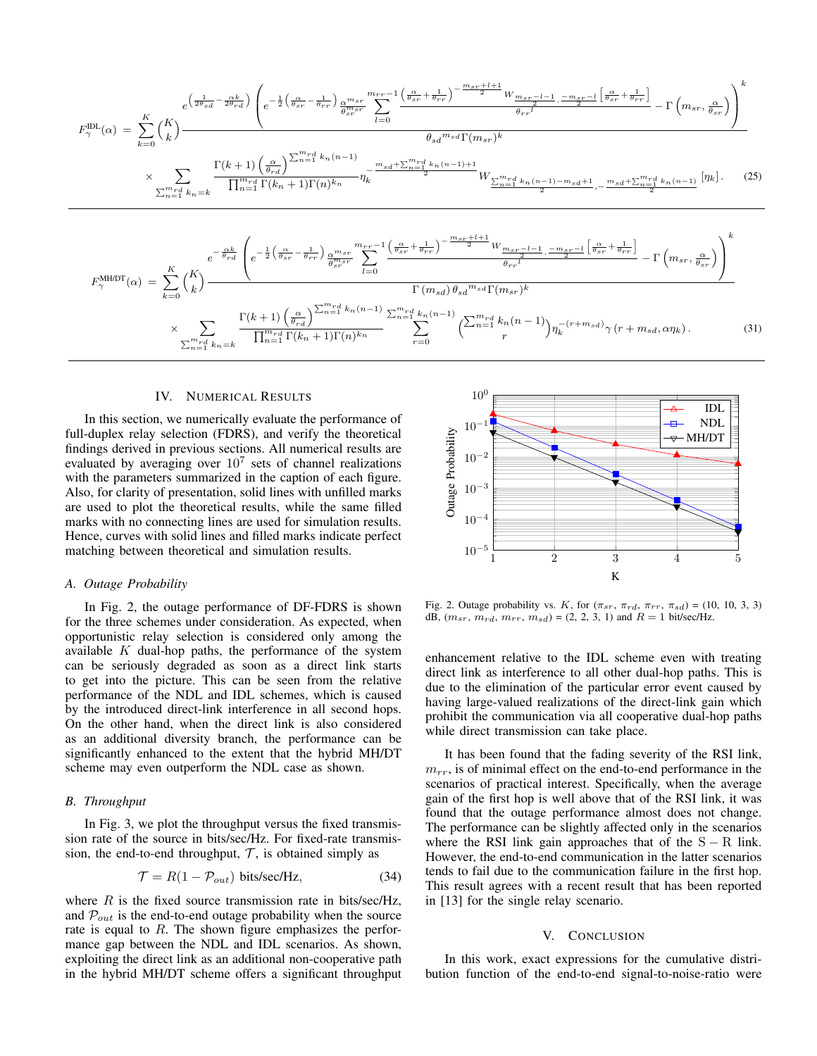$$F_{\gamma}^{\mathrm{IDL}}(\alpha) = \sum_{k=0}^{K}\binom{K}{k}\frac{e^{\left(\frac{1}{2\theta_{sd}}-\frac{\alpha k}{2\theta_{rd}}\right)}\left(e^{-\frac{1}{2}\left(\frac{\alpha}{\theta_{sr}}-\frac{1}{\theta_{rr}}\right)}\frac{\alpha^{m_{sr}}}{\theta_{sr}^{m_{sr}}}\sum_{l=0}^{m_{rr}-1}\frac{\left(\frac{\alpha}{\theta_{sr}}+\frac{1}{\theta_{rr}}\right)^{-\frac{m_{sr}+l+1}{2}}W_{\frac{m_{sr}-l-1}{2},\frac{-m_{sr}-l}{2}}\left[\frac{\alpha}{\theta_{sr}}+\frac{1}{\theta_{rr}}\right]}{\theta_{rr}{}^{l}}-\Gamma\left(m_{sr},\frac{\alpha}{\theta_{sr}}\right)\right)^{k}}{\theta_{sd}{}^{m_{sd}}\Gamma(m_{sr})^{k}}$$

$$\times\sum_{\sum_{n=1}^{m_{rd}}k_n=k}\frac{\Gamma(k+1)\left(\frac{\alpha}{\theta_{rd}}\right)^{\sum_{n=1}^{m_{rd}}k_n(n-1)}}{\prod_{n=1}^{m_{rd}}\Gamma(k_n+1)\Gamma(n)^{k_n}}\eta_k^{-\frac{m_{sd}+\sum_{n=1}^{m_{rd}}k_n(n-1)+1}{2}}W_{\frac{\sum_{n=1}^{m_{rd}}k_n(n-1)-m_{sd}+1}{2},-\frac{m_{sd}+\sum_{n=1}^{m_{rd}}k_n(n-1)}{2}}\left[\eta_k\right]. \quad (25)$$

$$F_{\gamma}^{\mathrm{MH/DT}}(\alpha) = \sum_{k=0}^{K}\binom{K}{k}\frac{e^{-\frac{\alpha k}{\theta_{rd}}}\left(e^{-\frac{1}{2}\left(\frac{\alpha}{\theta_{sr}}-\frac{1}{\theta_{rr}}\right)}\frac{\alpha^{m_{sr}}}{\theta_{sr}^{m_{sr}}}\sum_{l=0}^{m_{rr}-1}\frac{\left(\frac{\alpha}{\theta_{sr}}+\frac{1}{\theta_{rr}}\right)^{-\frac{m_{sr}+l+1}{2}}W_{\frac{m_{sr}-l-1}{2},\frac{-m_{sr}-l}{2}}\left[\frac{\alpha}{\theta_{sr}}+\frac{1}{\theta_{rr}}\right]}{\theta_{rr}{}^{l}}-\Gamma\left(m_{sr},\frac{\alpha}{\theta_{sr}}\right)\right)^{k}}{\Gamma\left(m_{sd}\right)\theta_{sd}{}^{m_{sd}}\Gamma(m_{sr})^{k}}$$

$$\times\sum_{\sum_{n=1}^{m_{rd}}k_n=k}\frac{\Gamma(k+1)\left(\frac{\alpha}{\theta_{rd}}\right)^{\sum_{n=1}^{m_{rd}}k_n(n-1)}}{\prod_{n=1}^{m_{rd}}\Gamma(k_n+1)\Gamma(n)^{k_n}}\sum_{r=0}^{\sum_{n=1}^{m_{rd}}k_n(n-1)}\binom{\sum_{n=1}^{m_{rd}}k_n(n-1)}{r}\eta_k^{-(r+m_{sd})}\gamma\left(r+m_{sd},\alpha\eta_k\right). \quad (31)$$

## IV. Numerical Results

In this section, we numerically evaluate the performance of full-duplex relay selection (FDRS), and verify the theoretical findings derived in previous sections. All numerical results are evaluated by averaging over $10^7$ sets of channel realizations with the parameters summarized in the caption of each figure. Also, for clarity of presentation, solid lines with unfilled marks are used to plot the theoretical results, while the same filled marks with no connecting lines are used for simulation results. Hence, curves with solid lines and filled marks indicate perfect matching between theoretical and simulation results.

### A. Outage Probability

In Fig. 2, the outage performance of DF-FDRS is shown for the three schemes under consideration. As expected, when opportunistic relay selection is considered only among the available $K$ dual-hop paths, the performance of the system can be seriously degraded as soon as a direct link starts to get into the picture. This can be seen from the relative performance of the NDL and IDL schemes, which is caused by the introduced direct-link interference in all second hops. On the other hand, when the direct link is also considered as an additional diversity branch, the performance can be significantly enhanced to the extent that the hybrid MH/DT scheme may even outperform the NDL case as shown.

Fig. 2. Outage probability vs. $K$, for ($\pi_{sr}$, $\pi_{rd}$, $\pi_{rr}$, $\pi_{sd}$) = (10, 10, 3, 3) dB, ($m_{sr}$, $m_{rd}$, $m_{rr}$, $m_{sd}$) = (2, 2, 3, 1) and $R$ = 1 bit/sec/Hz.

### B. Throughput

In Fig. 3, we plot the throughput versus the fixed transmission rate of the source in bits/sec/Hz. For fixed-rate transmission, the end-to-end throughput, $\mathcal{T}$, is obtained simply as

$$\mathcal{T} = R(1-\mathcal{P}_{out}) \text{ bits/sec/Hz}, \quad (34)$$

where $R$ is the fixed source transmission rate in bits/sec/Hz, and $\mathcal{P}_{out}$ is the end-to-end outage probability when the source rate is equal to $R$. The shown figure emphasizes the performance gap between the NDL and IDL scenarios. As shown, exploiting the direct link as an additional non-cooperative path in the hybrid MH/DT scheme offers a significant throughput enhancement relative to the IDL scheme even with treating direct link as interference to all other dual-hop paths. This is due to the elimination of the particular error event caused by having large-valued realizations of the direct-link gain which prohibit the communication via all cooperative dual-hop paths while direct transmission can take place.

It has been found that the fading severity of the RSI link, $m_{rr}$, is of minimal effect on the end-to-end performance in the scenarios of practical interest. Specifically, when the average gain of the first hop is well above that of the RSI link, it was found that the outage performance almost does not change. The performance can be slightly affected only in the scenarios where the RSI link gain approaches that of the S – R link. However, the end-to-end communication in the latter scenarios tends to fail due to the communication failure in the first hop. This result agrees with a recent result that has been reported in [13] for the single relay scenario.

## V. Conclusion

In this work, exact expressions for the cumulative distribution function of the end-to-end signal-to-noise-ratio were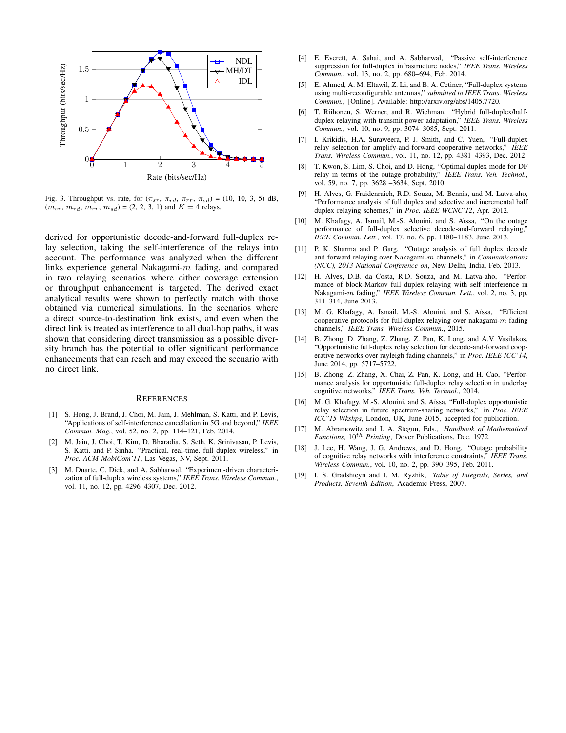Throughput (bits/sec/Hz)

Rate (bits/sec/Hz)

0 1 2 3 4 5

0 0.5 1 1.5

NDL

MH/DT

IDL

Fig. 3. Throughput vs. rate, for ($\pi_{sr}$, $\pi_{rd}$, $\pi_{rr}$, $\pi_{sd}$) = (10, 10, 3, 5) dB, ($m_{sr}$, $m_{rd}$, $m_{rr}$, $m_{sd}$) = (2, 2, 3, 1) and $K = 4$ relays.

derived for opportunistic decode-and-forward full-duplex relay selection, taking the self-interference of the relays into account. The performance was analyzed when the different links experience general Nakagami-$m$ fading, and compared in two relaying scenarios where either coverage extension or throughput enhancement is targeted. The derived exact analytical results were shown to perfectly match with those obtained via numerical simulations. In the scenarios where a direct source-to-destination link exists, and even when the direct link is treated as interference to all dual-hop paths, it was shown that considering direct transmission as a possible diversity branch has the potential to offer significant performance enhancements that can reach and may exceed the scenario with no direct link.

## REFERENCES

[1] S. Hong, J. Brand, J. Choi, M. Jain, J. Mehlman, S. Katti, and P. Levis, "Applications of self-interference cancellation in 5G and beyond," *IEEE Commun. Mag.*, vol. 52, no. 2, pp. 114–121, Feb. 2014.

[2] M. Jain, J. Choi, T. Kim, D. Bharadia, S. Seth, K. Srinivasan, P. Levis, S. Katti, and P. Sinha, "Practical, real-time, full duplex wireless," in *Proc. ACM MobiCom'11*, Las Vegas, NV, Sept. 2011.

[3] M. Duarte, C. Dick, and A. Sabharwal, "Experiment-driven characterization of full-duplex wireless systems," *IEEE Trans. Wireless Commun.*, vol. 11, no. 12, pp. 4296–4307, Dec. 2012.

[4] E. Everett, A. Sahai, and A. Sabharwal, "Passive self-interference suppression for full-duplex infrastructure nodes," *IEEE Trans. Wireless Commun.*, vol. 13, no. 2, pp. 680–694, Feb. 2014.

[5] E. Ahmed, A. M. Eltawil, Z. Li, and B. A. Cetiner, "Full-duplex systems using multi-reconfigurable antennas," *submitted to IEEE Trans. Wireless Commun.*, [Online]. Available: http://arxiv.org/abs/1405.7720.

[6] T. Riihonen, S. Werner, and R. Wichman, "Hybrid full-duplex/half-duplex relaying with transmit power adaptation," *IEEE Trans. Wireless Commun.*, vol. 10, no. 9, pp. 3074–3085, Sept. 2011.

[7] I. Krikidis, H.A. Suraweera, P. J. Smith, and C. Yuen, "Full-duplex relay selection for amplify-and-forward cooperative networks," *IEEE Trans. Wireless Commun.*, vol. 11, no. 12, pp. 4381–4393, Dec. 2012.

[8] T. Kwon, S. Lim, S. Choi, and D. Hong, "Optimal duplex mode for DF relay in terms of the outage probability," *IEEE Trans. Veh. Technol.*, vol. 59, no. 7, pp. 3628 –3634, Sept. 2010.

[9] H. Alves, G. Fraidenraich, R.D. Souza, M. Bennis, and M. Latva-aho, "Performance analysis of full duplex and selective and incremental half duplex relaying schemes," in *Proc. IEEE WCNC'12*, Apr. 2012.

[10] M. Khafagy, A. Ismail, M.-S. Alouini, and S. Aïssa, "On the outage performance of full-duplex selective decode-and-forward relaying," *IEEE Commun. Lett.*, vol. 17, no. 6, pp. 1180–1183, June 2013.

[11] P. K. Sharma and P. Garg, "Outage analysis of full duplex decode and forward relaying over Nakagami-$m$ channels," in *Communications (NCC), 2013 National Conference on*, New Delhi, India, Feb. 2013.

[12] H. Alves, D.B. da Costa, R.D. Souza, and M. Latva-aho, "Performance of block-Markov full duplex relaying with self interference in Nakagami-$m$ fading," *IEEE Wireless Commun. Lett.*, vol. 2, no. 3, pp. 311–314, June 2013.

[13] M. G. Khafagy, A. Ismail, M.-S. Alouini, and S. Aïssa, "Efficient cooperative protocols for full-duplex relaying over nakagami-$m$ fading channels," *IEEE Trans. Wireless Commun.*, 2015.

[14] B. Zhong, D. Zhang, Z. Zhang, Z. Pan, K. Long, and A.V. Vasilakos, "Opportunistic full-duplex relay selection for decode-and-forward cooperative networks over rayleigh fading channels," in *Proc. IEEE ICC'14*, June 2014, pp. 5717–5722.

[15] B. Zhong, Z. Zhang, X. Chai, Z. Pan, K. Long, and H. Cao, "Performance analysis for opportunistic full-duplex relay selection in underlay cognitive networks," *IEEE Trans. Veh. Technol.*, 2014.

[16] M. G. Khafagy, M.-S. Alouini, and S. Aïssa, "Full-duplex opportunistic relay selection in future spectrum-sharing networks," in *Proc. IEEE ICC'15 Wkshps*, London, UK, June 2015, accepted for publication.

[17] M. Abramowitz and I. A. Stegun, Eds., *Handbook of Mathematical Functions,* $10^{th}$ *Printing*, Dover Publications, Dec. 1972.

[18] J. Lee, H. Wang, J. G. Andrews, and D. Hong, "Outage probability of cognitive relay networks with interference constraints," *IEEE Trans. Wireless Commun.*, vol. 10, no. 2, pp. 390–395, Feb. 2011.

[19] I. S. Gradshteyn and I. M. Ryzhik, *Table of Integrals, Series, and Products, Seventh Edition*, Academic Press, 2007.